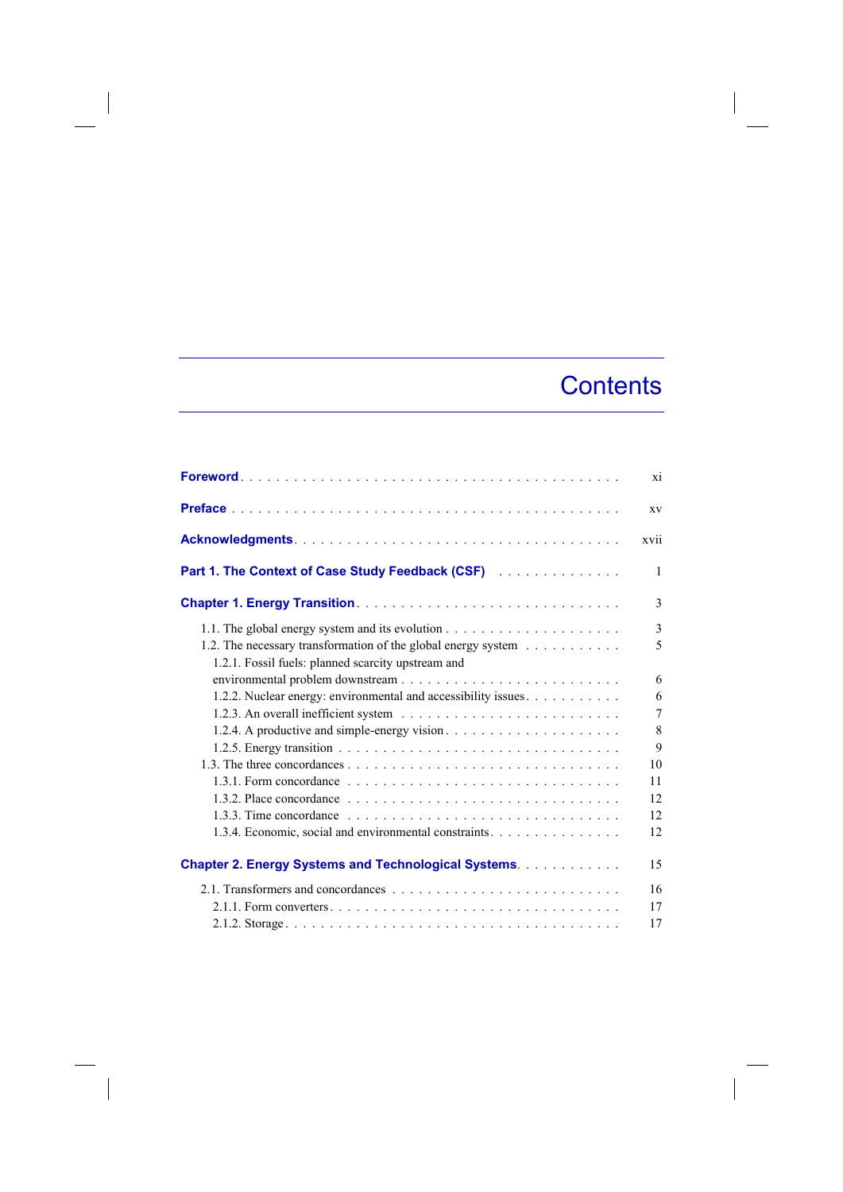# Contents

**Foreword** . . . . . . . . . . . . . . . . . . . . . . . . . . . . . . . . . . . . . . . . . xi

**Preface** . . . . . . . . . . . . . . . . . . . . . . . . . . . . . . . . . . . . . . . . . . xv

**Acknowledgments** . . . . . . . . . . . . . . . . . . . . . . . . . . . . . . . . . . . xvii

**Part 1. The Context of Case Study Feedback (CSF)** . . . . . . . . . . . . . . 1

**Chapter 1. Energy Transition** . . . . . . . . . . . . . . . . . . . . . . . . . . . . . . 3

1.1. The global energy system and its evolution . . . . . . . . . . . . . . . . . . . 3
1.2. The necessary transformation of the global energy system . . . . . . . . . . . 5
  1.2.1. Fossil fuels: planned scarcity upstream and environmental problem downstream . . . . . . . . . . . . . . . . . . . . . . . . 6
  1.2.2. Nuclear energy: environmental and accessibility issues . . . . . . . . . . 6
  1.2.3. An overall inefficient system . . . . . . . . . . . . . . . . . . . . . . . . 7
  1.2.4. A productive and simple-energy vision . . . . . . . . . . . . . . . . . . . 8
  1.2.5. Energy transition . . . . . . . . . . . . . . . . . . . . . . . . . . . . . . 9
1.3. The three concordances . . . . . . . . . . . . . . . . . . . . . . . . . . . . . 10
  1.3.1. Form concordance . . . . . . . . . . . . . . . . . . . . . . . . . . . . . 11
  1.3.2. Place concordance . . . . . . . . . . . . . . . . . . . . . . . . . . . . . 12
  1.3.3. Time concordance . . . . . . . . . . . . . . . . . . . . . . . . . . . . . 12
  1.3.4. Economic, social and environmental constraints . . . . . . . . . . . . . . 12

**Chapter 2. Energy Systems and Technological Systems** . . . . . . . . . . . 15

2.1. Transformers and concordances . . . . . . . . . . . . . . . . . . . . . . . . . 16
  2.1.1. Form converters . . . . . . . . . . . . . . . . . . . . . . . . . . . . . . 17
  2.1.2. Storage . . . . . . . . . . . . . . . . . . . . . . . . . . . . . . . . . . . 17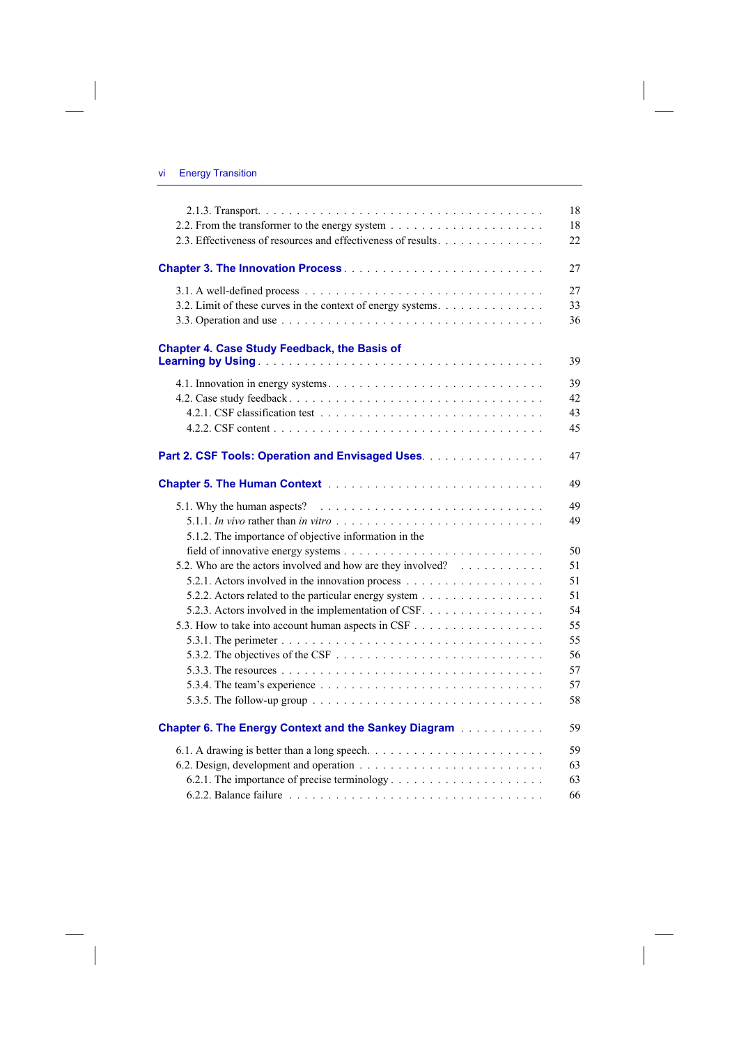2.1.3. Transport. . . . . . . . . . . . . . . . . . . . . . . . . . . . . . . . . . . 18
2.2. From the transformer to the energy system . . . . . . . . . . . . . . . . . . . 18
2.3. Effectiveness of resources and effectiveness of results. . . . . . . . . . . . . 22

**Chapter 3. The Innovation Process** . . . . . . . . . . . . . . . . . . . . . . . . 27

3.1. A well-defined process . . . . . . . . . . . . . . . . . . . . . . . . . . . . 27
3.2. Limit of these curves in the context of energy systems. . . . . . . . . . . . . 33
3.3. Operation and use . . . . . . . . . . . . . . . . . . . . . . . . . . . . . . . 36

**Chapter 4. Case Study Feedback, the Basis of Learning by Using** . . . . . . . . . . . . . . . . . . . . . . . . . . . . . . . . . . 39

4.1. Innovation in energy systems. . . . . . . . . . . . . . . . . . . . . . . . . . 39
4.2. Case study feedback . . . . . . . . . . . . . . . . . . . . . . . . . . . . . . 42
4.2.1. CSF classification test . . . . . . . . . . . . . . . . . . . . . . . . . . . 43
4.2.2. CSF content . . . . . . . . . . . . . . . . . . . . . . . . . . . . . . . . . 45

**Part 2. CSF Tools: Operation and Envisaged Uses**. . . . . . . . . . . . . . . . 47

**Chapter 5. The Human Context** . . . . . . . . . . . . . . . . . . . . . . . . . 49

5.1. Why the human aspects? . . . . . . . . . . . . . . . . . . . . . . . . . . . 49
5.1.1. *In vivo* rather than *in vitro* . . . . . . . . . . . . . . . . . . . . . . . . 49
5.1.2. The importance of objective information in the field of innovative energy systems . . . . . . . . . . . . . . . . . . . . . . . . . 50
5.2. Who are the actors involved and how are they involved? . . . . . . . . . . . 51
5.2.1. Actors involved in the innovation process . . . . . . . . . . . . . . . . . 51
5.2.2. Actors related to the particular energy system . . . . . . . . . . . . . . . 51
5.2.3. Actors involved in the implementation of CSF. . . . . . . . . . . . . . . 54
5.3. How to take into account human aspects in CSF . . . . . . . . . . . . . . . 55
5.3.1. The perimeter . . . . . . . . . . . . . . . . . . . . . . . . . . . . . . . . 55
5.3.2. The objectives of the CSF . . . . . . . . . . . . . . . . . . . . . . . . . . 56
5.3.3. The resources . . . . . . . . . . . . . . . . . . . . . . . . . . . . . . . . 57
5.3.4. The team's experience . . . . . . . . . . . . . . . . . . . . . . . . . . . . 57
5.3.5. The follow-up group . . . . . . . . . . . . . . . . . . . . . . . . . . . . . 58

**Chapter 6. The Energy Context and the Sankey Diagram** . . . . . . . . . . . 59

6.1. A drawing is better than a long speech. . . . . . . . . . . . . . . . . . . . . 59
6.2. Design, development and operation . . . . . . . . . . . . . . . . . . . . . . 63
6.2.1. The importance of precise terminology . . . . . . . . . . . . . . . . . . . 63
6.2.2. Balance failure . . . . . . . . . . . . . . . . . . . . . . . . . . . . . . . . 66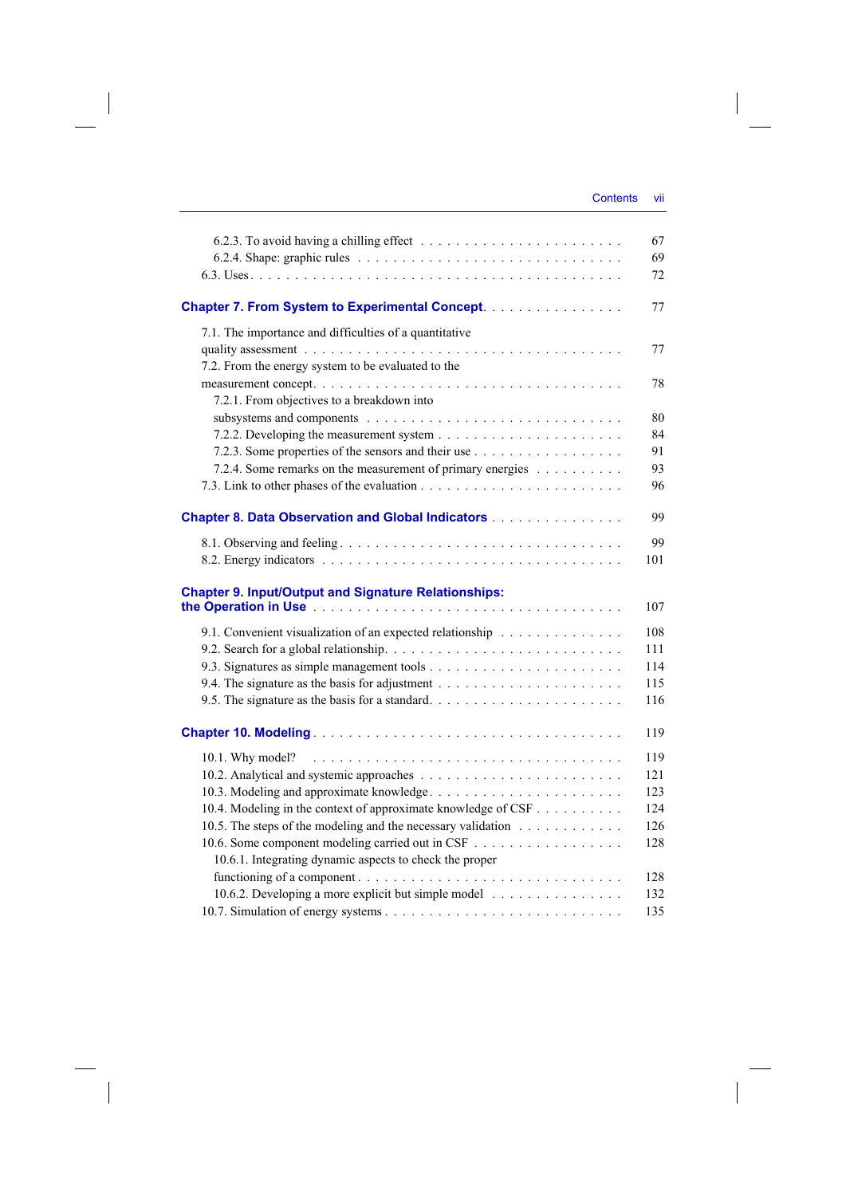6.2.3. To avoid having a chilling effect . . . . . . . . . . . . . . . . . . . . . . . 67
6.2.4. Shape: graphic rules . . . . . . . . . . . . . . . . . . . . . . . . . . . . 69
6.3. Uses . . . . . . . . . . . . . . . . . . . . . . . . . . . . . . . . . . . . . 72

**Chapter 7. From System to Experimental Concept** . . . . . . . . . . . . . . . . 77

7.1. The importance and difficulties of a quantitative quality assessment . . . . . . . . . . . . . . . . . . . . . . . . . . . . . . . . 77
7.2. From the energy system to be evaluated to the measurement concept . . . . . . . . . . . . . . . . . . . . . . . . . . . . . . . . 78
7.2.1. From objectives to a breakdown into subsystems and components . . . . . . . . . . . . . . . . . . . . . . . . . . . 80
7.2.2. Developing the measurement system . . . . . . . . . . . . . . . . . . . . 84
7.2.3. Some properties of the sensors and their use . . . . . . . . . . . . . . . . . 91
7.2.4. Some remarks on the measurement of primary energies . . . . . . . . . . 93
7.3. Link to other phases of the evaluation . . . . . . . . . . . . . . . . . . . . . 96

**Chapter 8. Data Observation and Global Indicators** . . . . . . . . . . . . . . . 99

8.1. Observing and feeling . . . . . . . . . . . . . . . . . . . . . . . . . . . . . 99
8.2. Energy indicators . . . . . . . . . . . . . . . . . . . . . . . . . . . . . . . 101

**Chapter 9. Input/Output and Signature Relationships: the Operation in Use** . . . . . . . . . . . . . . . . . . . . . . . . . . . . . . . 107

9.1. Convenient visualization of an expected relationship . . . . . . . . . . . . . 108
9.2. Search for a global relationship . . . . . . . . . . . . . . . . . . . . . . . . 111
9.3. Signatures as simple management tools . . . . . . . . . . . . . . . . . . . . 114
9.4. The signature as the basis for adjustment . . . . . . . . . . . . . . . . . . . 115
9.5. The signature as the basis for a standard . . . . . . . . . . . . . . . . . . . 116

**Chapter 10. Modeling** . . . . . . . . . . . . . . . . . . . . . . . . . . . . . . 119

10.1. Why model? . . . . . . . . . . . . . . . . . . . . . . . . . . . . . . . . . 119
10.2. Analytical and systemic approaches . . . . . . . . . . . . . . . . . . . . . 121
10.3. Modeling and approximate knowledge . . . . . . . . . . . . . . . . . . . . 123
10.4. Modeling in the context of approximate knowledge of CSF . . . . . . . . . . 124
10.5. The steps of the modeling and the necessary validation . . . . . . . . . . . 126
10.6. Some component modeling carried out in CSF . . . . . . . . . . . . . . . . 128
10.6.1. Integrating dynamic aspects to check the proper functioning of a component . . . . . . . . . . . . . . . . . . . . . . . . . . 128
10.6.2. Developing a more explicit but simple model . . . . . . . . . . . . . . . 132
10.7. Simulation of energy systems . . . . . . . . . . . . . . . . . . . . . . . . 135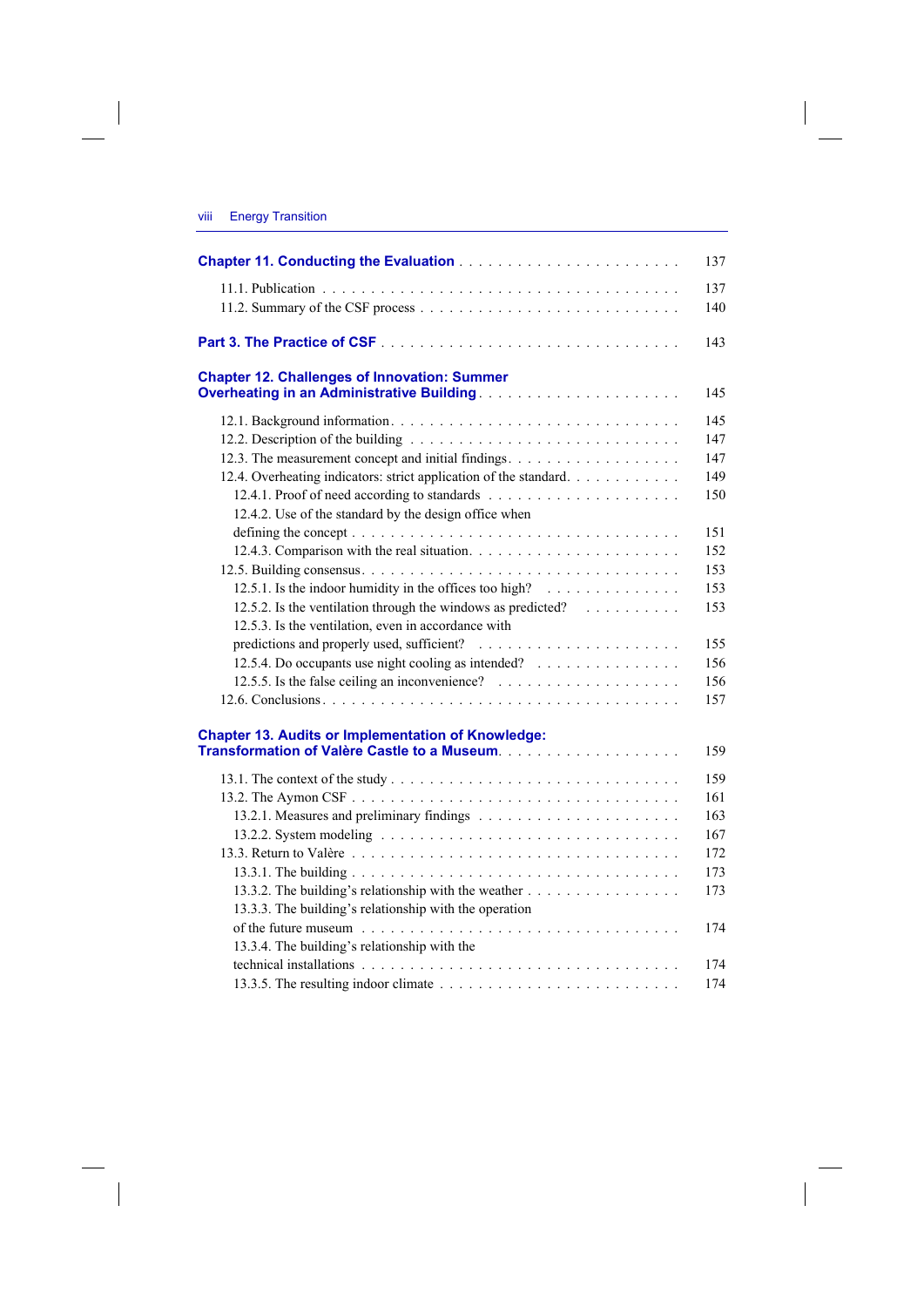**Chapter 11. Conducting the Evaluation** . . . . . . . . . . . . . . . . . . . . . . . 137

11.1. Publication . . . . . . . . . . . . . . . . . . . . . . . . . . . . . . . . . . . . 137
11.2. Summary of the CSF process . . . . . . . . . . . . . . . . . . . . . . . . 140

**Part 3. The Practice of CSF** . . . . . . . . . . . . . . . . . . . . . . . . . . . . 143

**Chapter 12. Challenges of Innovation: Summer Overheating in an Administrative Building** . . . . . . . . . . . . . . . . . . . . . 145

12.1. Background information . . . . . . . . . . . . . . . . . . . . . . . . . . . 145
12.2. Description of the building . . . . . . . . . . . . . . . . . . . . . . . . . 147
12.3. The measurement concept and initial findings . . . . . . . . . . . . . . . . . 147
12.4. Overheating indicators: strict application of the standard . . . . . . . . . . . 149
12.4.1. Proof of need according to standards . . . . . . . . . . . . . . . . . . . . 150
12.4.2. Use of the standard by the design office when defining the concept . . . . . . . . . . . . . . . . . . . . . . . . . . . . . . . 151
12.4.3. Comparison with the real situation . . . . . . . . . . . . . . . . . . . . . 152
12.5. Building consensus . . . . . . . . . . . . . . . . . . . . . . . . . . . . . . 153
12.5.1. Is the indoor humidity in the offices too high? . . . . . . . . . . . . . . . 153
12.5.2. Is the ventilation through the windows as predicted? . . . . . . . . . . 153
12.5.3. Is the ventilation, even in accordance with predictions and properly used, sufficient? . . . . . . . . . . . . . . . . . . . . . 155
12.5.4. Do occupants use night cooling as intended? . . . . . . . . . . . . . . . 156
12.5.5. Is the false ceiling an inconvenience? . . . . . . . . . . . . . . . . . . . 156
12.6. Conclusions . . . . . . . . . . . . . . . . . . . . . . . . . . . . . . . . . . . 157

**Chapter 13. Audits or Implementation of Knowledge: Transformation of Valère Castle to a Museum** . . . . . . . . . . . . . . . . . . 159

13.1. The context of the study . . . . . . . . . . . . . . . . . . . . . . . . . . . 159
13.2. The Aymon CSF . . . . . . . . . . . . . . . . . . . . . . . . . . . . . . . . 161
13.2.1. Measures and preliminary findings . . . . . . . . . . . . . . . . . . . . . 163
13.2.2. System modeling . . . . . . . . . . . . . . . . . . . . . . . . . . . . . . 167
13.3. Return to Valère . . . . . . . . . . . . . . . . . . . . . . . . . . . . . . . . 172
13.3.1. The building . . . . . . . . . . . . . . . . . . . . . . . . . . . . . . . . . 173
13.3.2. The building's relationship with the weather . . . . . . . . . . . . . . . . 173
13.3.3. The building's relationship with the operation of the future museum . . . . . . . . . . . . . . . . . . . . . . . . . . . . . . . 174
13.3.4. The building's relationship with the technical installations . . . . . . . . . . . . . . . . . . . . . . . . . . . . . . . . 174
13.3.5. The resulting indoor climate . . . . . . . . . . . . . . . . . . . . . . . . 174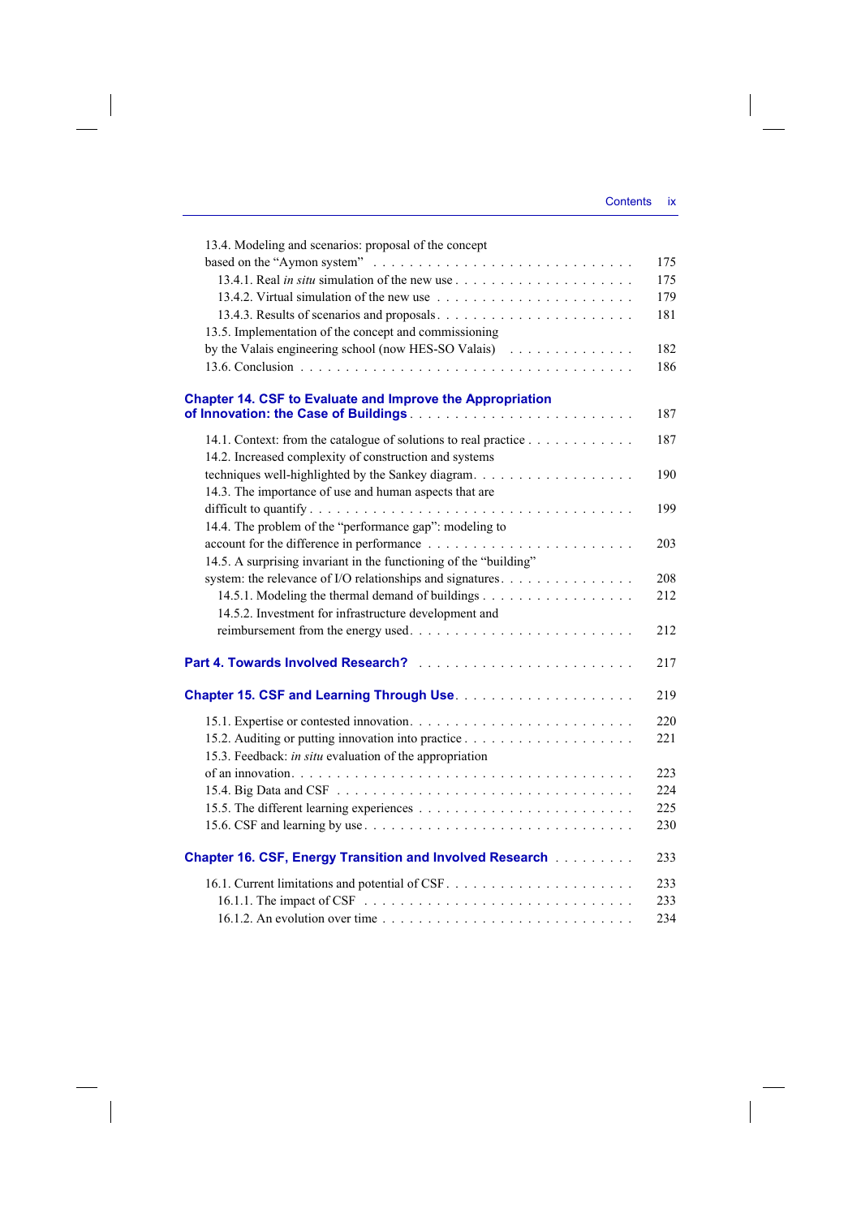13.4. Modeling and scenarios: proposal of the concept based on the "Aymon system" . . . . . . . . . . . . . . . . . . . . . . . . . . . 175

13.4.1. Real *in situ* simulation of the new use . . . . . . . . . . . . . . . . . . . 175

13.4.2. Virtual simulation of the new use . . . . . . . . . . . . . . . . . . . . . . 179

13.4.3. Results of scenarios and proposals . . . . . . . . . . . . . . . . . . . . . 181

13.5. Implementation of the concept and commissioning by the Valais engineering school (now HES-SO Valais) . . . . . . . . . . . . . 182

13.6. Conclusion . . . . . . . . . . . . . . . . . . . . . . . . . . . . . . . . . . 186

**Chapter 14. CSF to Evaluate and Improve the Appropriation of Innovation: the Case of Buildings** . . . . . . . . . . . . . . . . . . . . . . . . 187

14.1. Context: from the catalogue of solutions to real practice . . . . . . . . . . . 187

14.2. Increased complexity of construction and systems techniques well-highlighted by the Sankey diagram . . . . . . . . . . . . . . . . . . 190

14.3. The importance of use and human aspects that are difficult to quantify . . . . . . . . . . . . . . . . . . . . . . . . . . . . . . . . 199

14.4. The problem of the "performance gap": modeling to account for the difference in performance . . . . . . . . . . . . . . . . . . . . . 203

14.5. A surprising invariant in the functioning of the "building" system: the relevance of I/O relationships and signatures . . . . . . . . . . . . . 208

14.5.1. Modeling the thermal demand of buildings . . . . . . . . . . . . . . . . 212

14.5.2. Investment for infrastructure development and reimbursement from the energy used . . . . . . . . . . . . . . . . . . . . . . . 212

**Part 4. Towards Involved Research?** . . . . . . . . . . . . . . . . . . . . . . . 217

**Chapter 15. CSF and Learning Through Use** . . . . . . . . . . . . . . . . . . . 219

15.1. Expertise or contested innovation . . . . . . . . . . . . . . . . . . . . . . . 220

15.2. Auditing or putting innovation into practice . . . . . . . . . . . . . . . . . . 221

15.3. Feedback: *in situ* evaluation of the appropriation of an innovation . . . . . . . . . . . . . . . . . . . . . . . . . . . . . . . . 223

15.4. Big Data and CSF . . . . . . . . . . . . . . . . . . . . . . . . . . . . . . . 224

15.5. The different learning experiences . . . . . . . . . . . . . . . . . . . . . . . 225

15.6. CSF and learning by use . . . . . . . . . . . . . . . . . . . . . . . . . . . . 230

**Chapter 16. CSF, Energy Transition and Involved Research** . . . . . . . . . 233

16.1. Current limitations and potential of CSF . . . . . . . . . . . . . . . . . . . 233

16.1.1. The impact of CSF . . . . . . . . . . . . . . . . . . . . . . . . . . . . . 233

16.1.2. An evolution over time . . . . . . . . . . . . . . . . . . . . . . . . . . . 234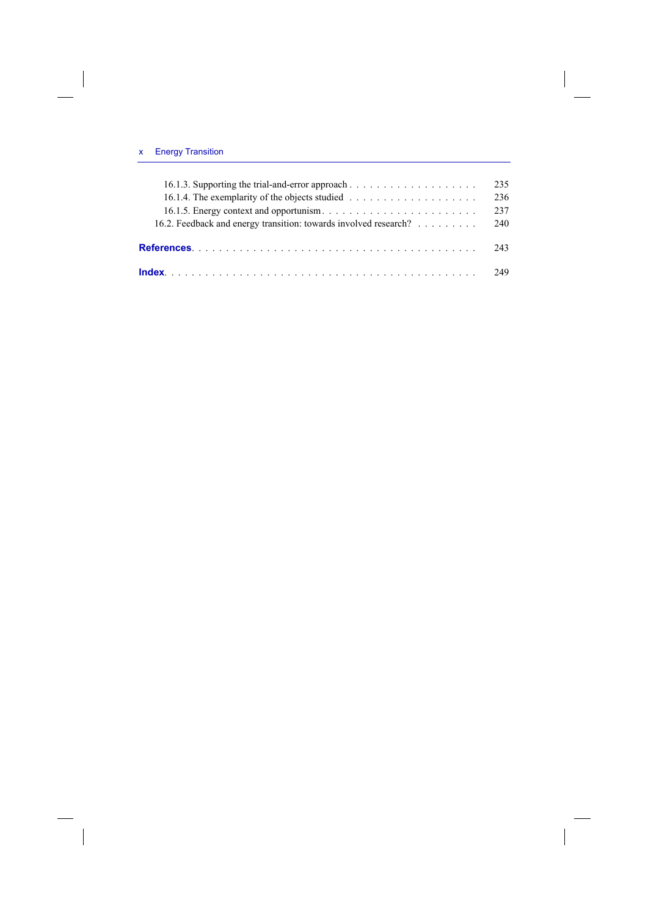16.1.3. Supporting the trial-and-error approach . . . . . . . . . . . . . . . . . . . 235
16.1.4. The exemplarity of the objects studied . . . . . . . . . . . . . . . . . . . 236
16.1.5. Energy context and opportunism . . . . . . . . . . . . . . . . . . . . . . . 237
16.2. Feedback and energy transition: towards involved research? . . . . . . . . . 240

**References** . . . . . . . . . . . . . . . . . . . . . . . . . . . . . . . . . . . . . . . . 243

**Index** . . . . . . . . . . . . . . . . . . . . . . . . . . . . . . . . . . . . . . . . . . . 249